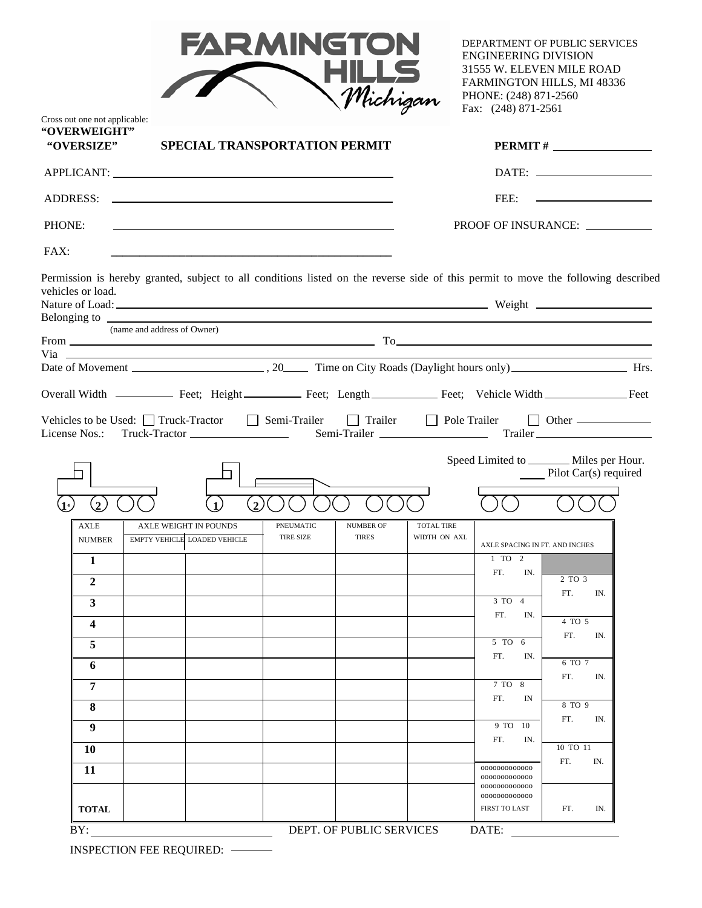# FARMINGTON HILLS Michigan

DEPARTMENT OF PUBLIC SERVICES
ENGINEERING DIVISION
31555 W. ELEVEN MILE ROAD
FARMINGTON HILLS, MI 48336
PHONE: (248) 871-2560
Fax: (248) 871-2561

Cross out one not applicable:
**"OVERWEIGHT"**
**"OVERSIZE"**

## SPECIAL TRANSPORTATION PERMIT

**PERMIT #** ______________

APPLICANT: ______________________________ DATE: ______________

ADDRESS: ______________________________ FEE: ______________

PHONE: ______________________________ PROOF OF INSURANCE: ______________

FAX: ______________________________

Permission is hereby granted, subject to all conditions listed on the reverse side of this permit to move the following described vehicles or load.

Nature of Load: ______________________________ Weight ______________

Belonging to ______________________________
(name and address of Owner)

From ______________________________ To ______________________________

Via ______________________________

Date of Movement ______________ , 20____ Time on City Roads (Daylight hours only) ______________ Hrs.

Overall Width ________ Feet; Height ________ Feet; Length ________ Feet; Vehicle Width ________ Feet

Vehicles to be Used: ☐ Truck-Tractor ☐ Semi-Trailer ☐ Trailer ☐ Pole Trailer ☐ Other ______________

License Nos.: Truck-Tractor ______________ Semi-Trailer ______________ Trailer ______________

Speed Limited to ________ Miles per Hour.
____ Pilot Car(s) required

| AXLE NUMBER | AXLE WEIGHT IN POUNDS | | PNEUMATIC TIRE SIZE | NUMBER OF TIRES | TOTAL TIRE WIDTH ON AXL | AXLE SPACING IN FT. AND INCHES | |
|---|---|---|---|---|---|---|---|
| | EMPTY VEHICLE | LOADED VEHICLE | | | | | |
| 1 | | | | | | 1 TO 2 FT. IN. | |
| 2 | | | | | | | 2 TO 3 FT. IN. |
| 3 | | | | | | 3 TO 4 FT. IN. | |
| 4 | | | | | | | 4 TO 5 FT. IN. |
| 5 | | | | | | 5 TO 6 FT. IN. | |
| 6 | | | | | | | 6 TO 7 FT. IN. |
| 7 | | | | | | 7 TO 8 FT. IN | |
| 8 | | | | | | | 8 TO 9 FT. IN. |
| 9 | | | | | | 9 TO 10 FT. IN. | |
| 10 | | | | | | | 10 TO 11 FT. IN. |
| 11 | | | | | | | |
| TOTAL | | | | | | FIRST TO LAST | FT. IN. |

BY: ______________________________ DEPT. OF PUBLIC SERVICES DATE: ______________

INSPECTION FEE REQUIRED: ________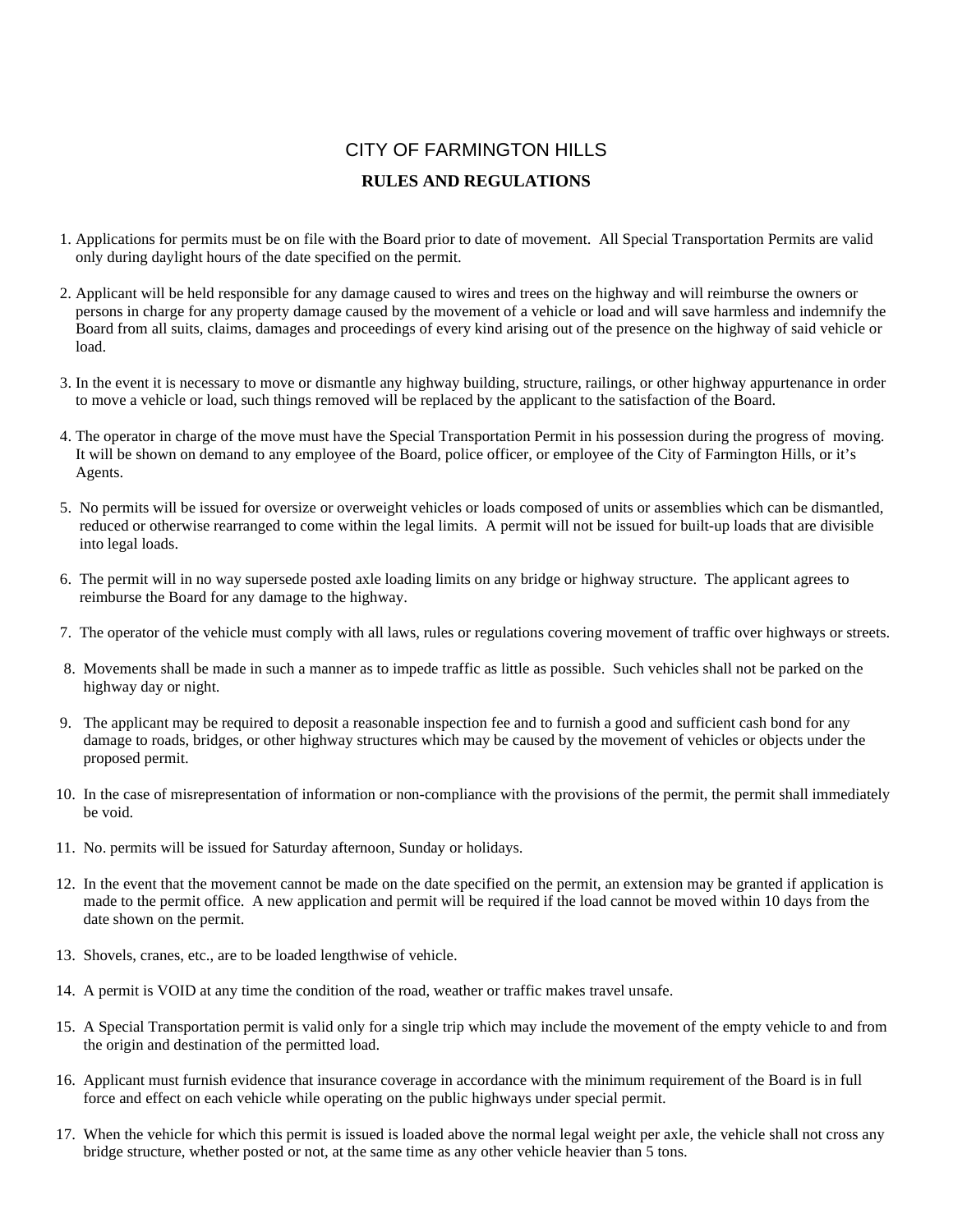# CITY OF FARMINGTON HILLS

## RULES AND REGULATIONS

1. Applications for permits must be on file with the Board prior to date of movement. All Special Transportation Permits are valid only during daylight hours of the date specified on the permit.

2. Applicant will be held responsible for any damage caused to wires and trees on the highway and will reimburse the owners or persons in charge for any property damage caused by the movement of a vehicle or load and will save harmless and indemnify the Board from all suits, claims, damages and proceedings of every kind arising out of the presence on the highway of said vehicle or load.

3. In the event it is necessary to move or dismantle any highway building, structure, railings, or other highway appurtenance in order to move a vehicle or load, such things removed will be replaced by the applicant to the satisfaction of the Board.

4. The operator in charge of the move must have the Special Transportation Permit in his possession during the progress of moving. It will be shown on demand to any employee of the Board, police officer, or employee of the City of Farmington Hills, or it's Agents.

5. No permits will be issued for oversize or overweight vehicles or loads composed of units or assemblies which can be dismantled, reduced or otherwise rearranged to come within the legal limits. A permit will not be issued for built-up loads that are divisible into legal loads.

6. The permit will in no way supersede posted axle loading limits on any bridge or highway structure. The applicant agrees to reimburse the Board for any damage to the highway.

7. The operator of the vehicle must comply with all laws, rules or regulations covering movement of traffic over highways or streets.

8. Movements shall be made in such a manner as to impede traffic as little as possible. Such vehicles shall not be parked on the highway day or night.

9. The applicant may be required to deposit a reasonable inspection fee and to furnish a good and sufficient cash bond for any damage to roads, bridges, or other highway structures which may be caused by the movement of vehicles or objects under the proposed permit.

10. In the case of misrepresentation of information or non-compliance with the provisions of the permit, the permit shall immediately be void.

11. No. permits will be issued for Saturday afternoon, Sunday or holidays.

12. In the event that the movement cannot be made on the date specified on the permit, an extension may be granted if application is made to the permit office. A new application and permit will be required if the load cannot be moved within 10 days from the date shown on the permit.

13. Shovels, cranes, etc., are to be loaded lengthwise of vehicle.

14. A permit is VOID at any time the condition of the road, weather or traffic makes travel unsafe.

15. A Special Transportation permit is valid only for a single trip which may include the movement of the empty vehicle to and from the origin and destination of the permitted load.

16. Applicant must furnish evidence that insurance coverage in accordance with the minimum requirement of the Board is in full force and effect on each vehicle while operating on the public highways under special permit.

17. When the vehicle for which this permit is issued is loaded above the normal legal weight per axle, the vehicle shall not cross any bridge structure, whether posted or not, at the same time as any other vehicle heavier than 5 tons.